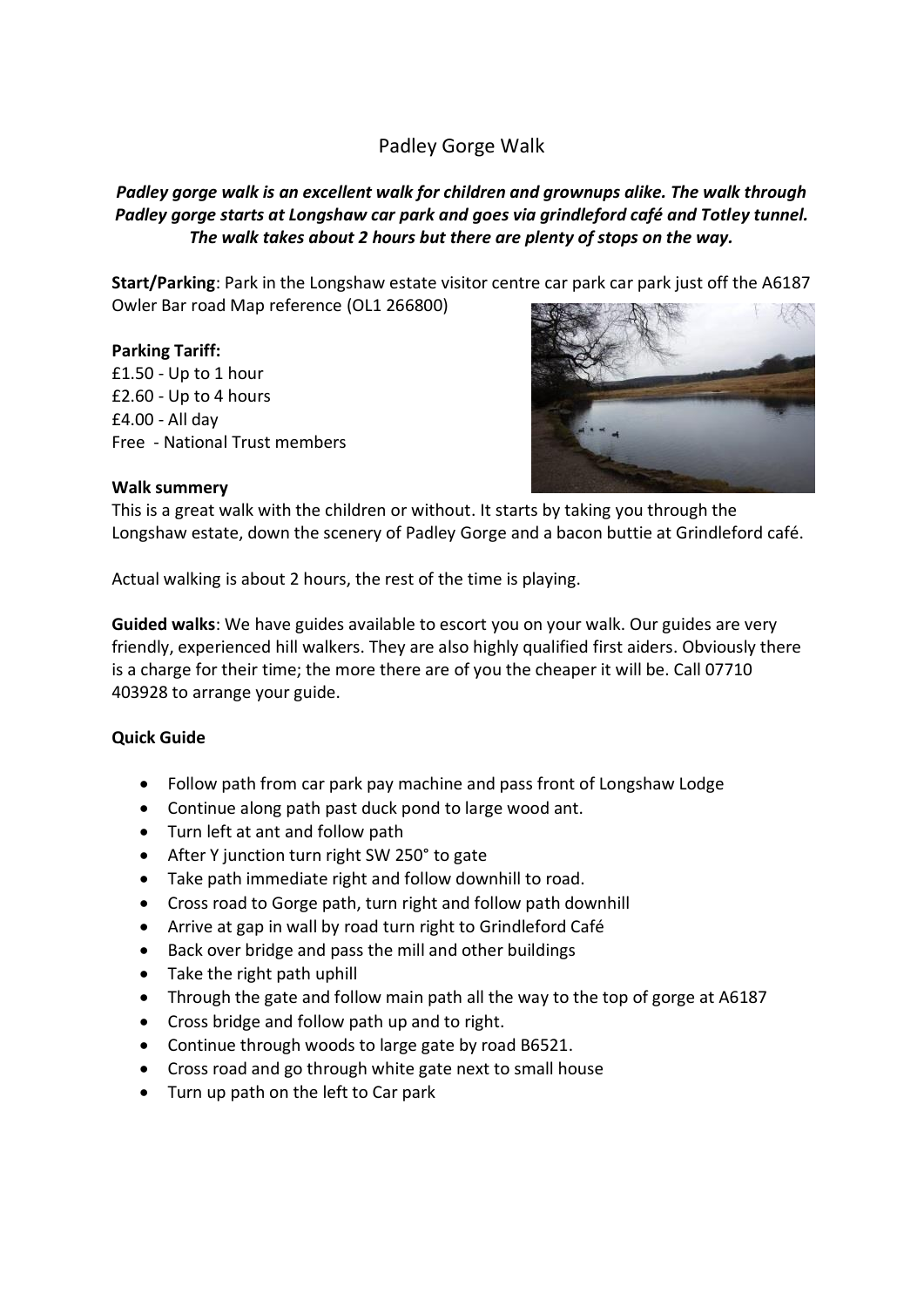# Padley Gorge Walk

***Padley gorge walk is an excellent walk for children and grownups alike. The walk through Padley gorge starts at Longshaw car park and goes via grindleford café and Totley tunnel. The walk takes about 2 hours but there are plenty of stops on the way.***

**Start/Parking**: Park in the Longshaw estate visitor centre car park car park just off the A6187 Owler Bar road Map reference (OL1 266800)

**Parking Tariff:**
£1.50 - Up to 1 hour
£2.60 - Up to 4 hours
£4.00 - All day
Free - National Trust members

**Walk summery**

This is a great walk with the children or without. It starts by taking you through the Longshaw estate, down the scenery of Padley Gorge and a bacon buttie at Grindleford café.

Actual walking is about 2 hours, the rest of the time is playing.

**Guided walks**: We have guides available to escort you on your walk. Our guides are very friendly, experienced hill walkers. They are also highly qualified first aiders. Obviously there is a charge for their time; the more there are of you the cheaper it will be. Call 07710 403928 to arrange your guide.

**Quick Guide**

- Follow path from car park pay machine and pass front of Longshaw Lodge
- Continue along path past duck pond to large wood ant.
- Turn left at ant and follow path
- After Y junction turn right SW 250° to gate
- Take path immediate right and follow downhill to road.
- Cross road to Gorge path, turn right and follow path downhill
- Arrive at gap in wall by road turn right to Grindleford Café
- Back over bridge and pass the mill and other buildings
- Take the right path uphill
- Through the gate and follow main path all the way to the top of gorge at A6187
- Cross bridge and follow path up and to right.
- Continue through woods to large gate by road B6521.
- Cross road and go through white gate next to small house
- Turn up path on the left to Car park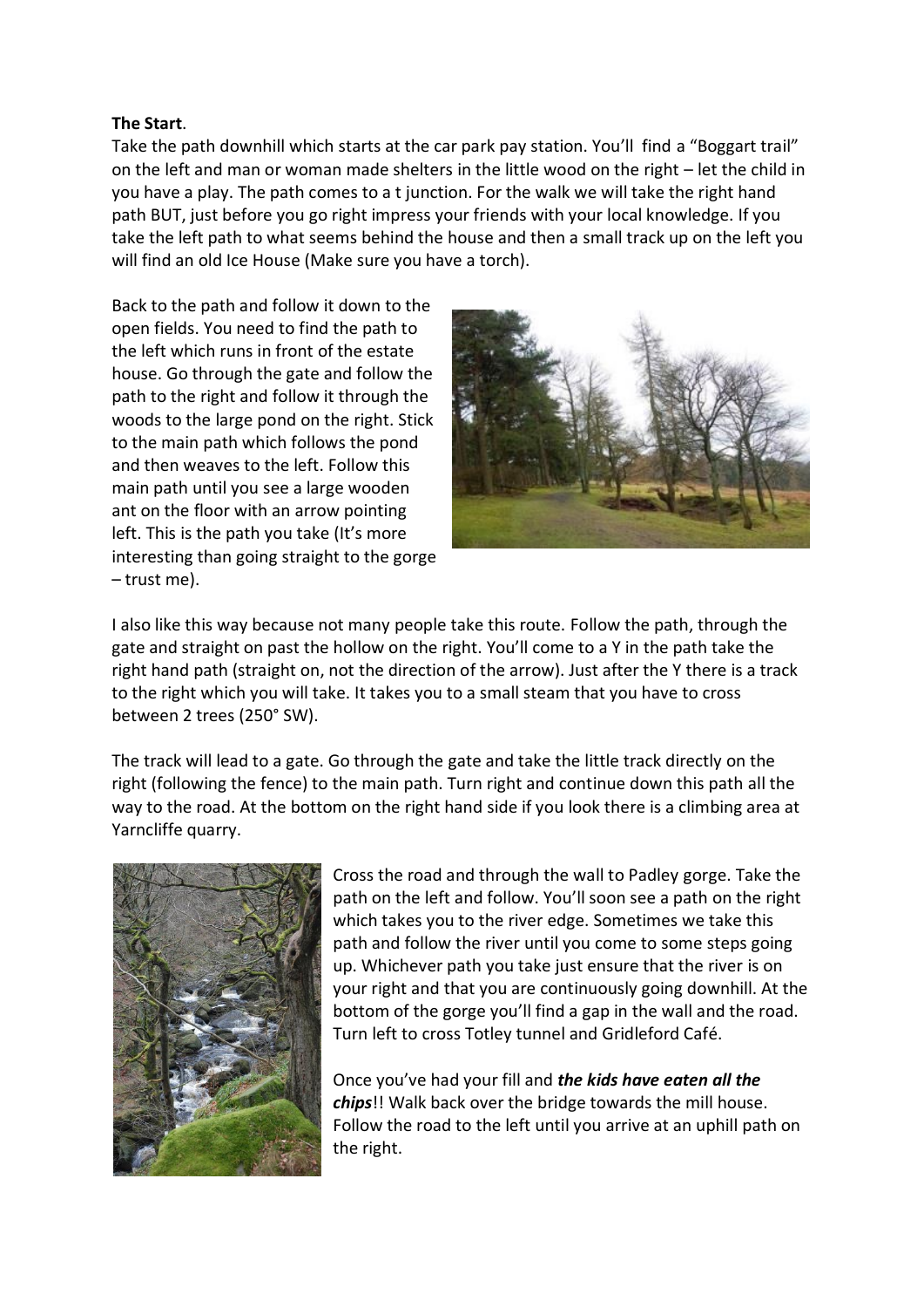**The Start**.

Take the path downhill which starts at the car park pay station. You'll find a "Boggart trail" on the left and man or woman made shelters in the little wood on the right – let the child in you have a play. The path comes to a t junction. For the walk we will take the right hand path BUT, just before you go right impress your friends with your local knowledge. If you take the left path to what seems behind the house and then a small track up on the left you will find an old Ice House (Make sure you have a torch).

Back to the path and follow it down to the open fields. You need to find the path to the left which runs in front of the estate house. Go through the gate and follow the path to the right and follow it through the woods to the large pond on the right. Stick to the main path which follows the pond and then weaves to the left. Follow this main path until you see a large wooden ant on the floor with an arrow pointing left. This is the path you take (It's more interesting than going straight to the gorge – trust me).

I also like this way because not many people take this route. Follow the path, through the gate and straight on past the hollow on the right. You'll come to a Y in the path take the right hand path (straight on, not the direction of the arrow). Just after the Y there is a track to the right which you will take. It takes you to a small steam that you have to cross between 2 trees (250° SW).

The track will lead to a gate. Go through the gate and take the little track directly on the right (following the fence) to the main path. Turn right and continue down this path all the way to the road. At the bottom on the right hand side if you look there is a climbing area at Yarncliffe quarry.

Cross the road and through the wall to Padley gorge. Take the path on the left and follow. You'll soon see a path on the right which takes you to the river edge. Sometimes we take this path and follow the river until you come to some steps going up. Whichever path you take just ensure that the river is on your right and that you are continuously going downhill. At the bottom of the gorge you'll find a gap in the wall and the road. Turn left to cross Totley tunnel and Gridleford Café.

Once you've had your fill and ***the kids have eaten all the chips***!! Walk back over the bridge towards the mill house. Follow the road to the left until you arrive at an uphill path on the right.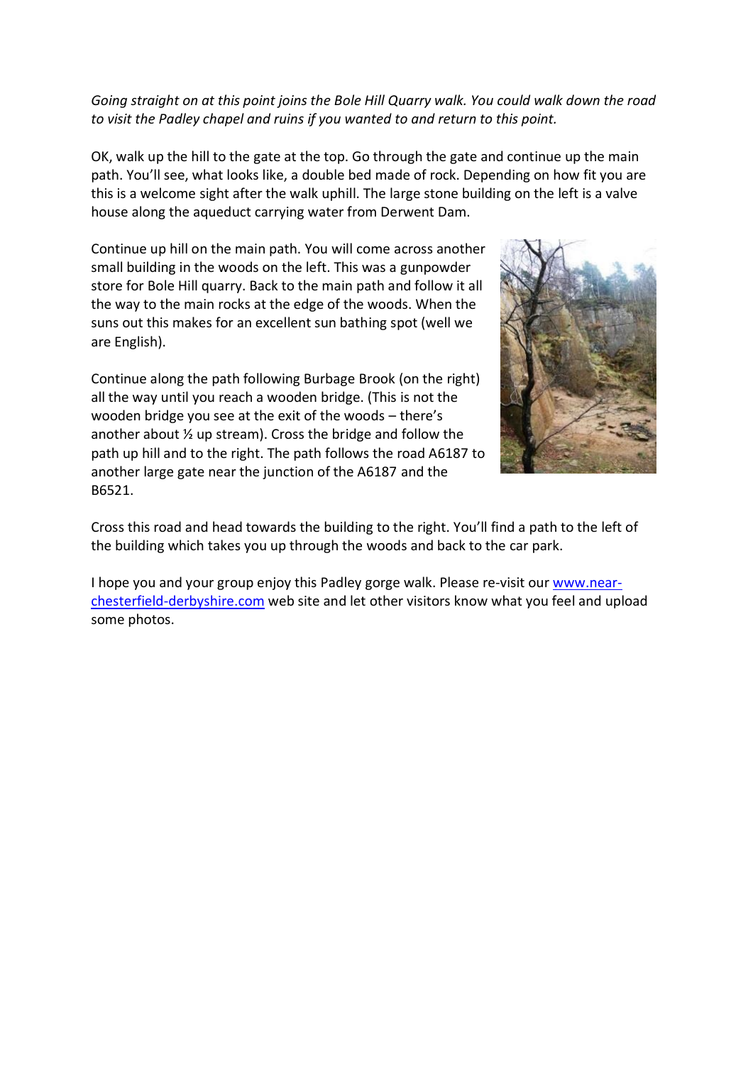*Going straight on at this point joins the Bole Hill Quarry walk. You could walk down the road to visit the Padley chapel and ruins if you wanted to and return to this point.*

OK, walk up the hill to the gate at the top. Go through the gate and continue up the main path. You'll see, what looks like, a double bed made of rock. Depending on how fit you are this is a welcome sight after the walk uphill. The large stone building on the left is a valve house along the aqueduct carrying water from Derwent Dam.

Continue up hill on the main path. You will come across another small building in the woods on the left. This was a gunpowder store for Bole Hill quarry. Back to the main path and follow it all the way to the main rocks at the edge of the woods. When the suns out this makes for an excellent sun bathing spot (well we are English).

Continue along the path following Burbage Brook (on the right) all the way until you reach a wooden bridge. (This is not the wooden bridge you see at the exit of the woods – there's another about ½ up stream). Cross the bridge and follow the path up hill and to the right. The path follows the road A6187 to another large gate near the junction of the A6187 and the B6521.

Cross this road and head towards the building to the right. You'll find a path to the left of the building which takes you up through the woods and back to the car park.

I hope you and your group enjoy this Padley gorge walk. Please re-visit our [www.near-chesterfield-derbyshire.com](http://www.near-chesterfield-derbyshire.com) web site and let other visitors know what you feel and upload some photos.